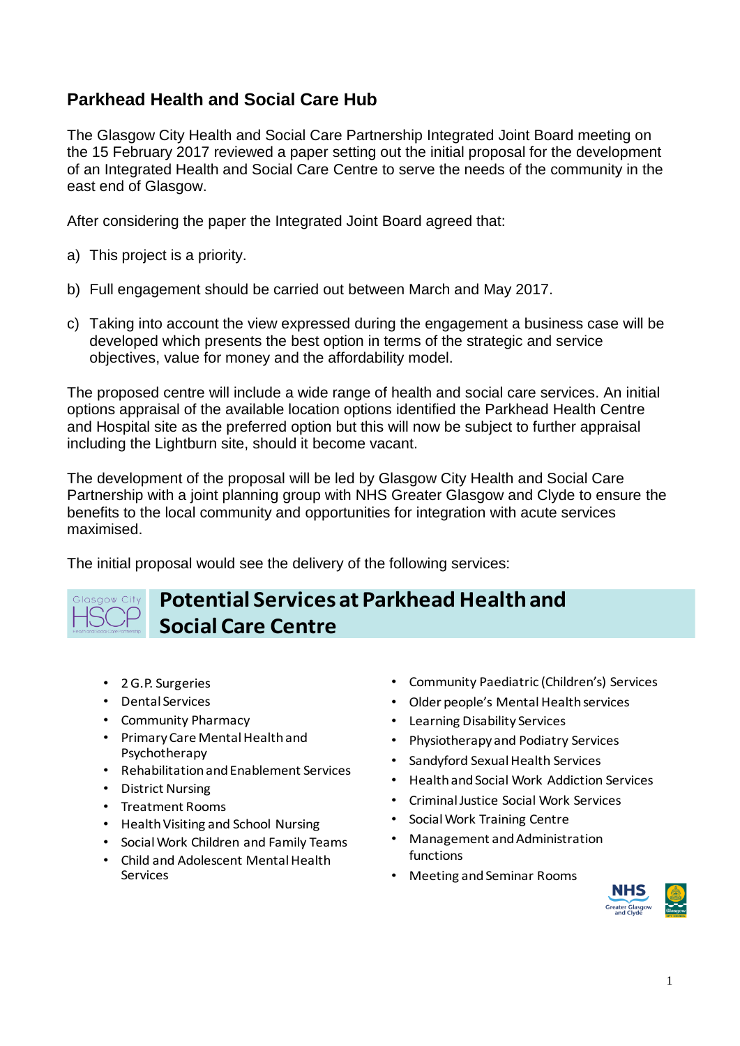## Parkhead Health and Social Care Hub

The Glasgow City Health and Social Care Partnership Integrated Joint Board meeting on the 15 February 2017 reviewed a paper setting out the initial proposal for the development of an Integrated Health and Social Care Centre to serve the needs of the community in the east end of Glasgow.

After considering the paper the Integrated Joint Board agreed that:

a) This project is a priority.

b) Full engagement should be carried out between March and May 2017.

c) Taking into account the view expressed during the engagement a business case will be developed which presents the best option in terms of the strategic and service objectives, value for money and the affordability model.

The proposed centre will include a wide range of health and social care services. An initial options appraisal of the available location options identified the Parkhead Health Centre and Hospital site as the preferred option but this will now be subject to further appraisal including the Lightburn site, should it become vacant.

The development of the proposal will be led by Glasgow City Health and Social Care Partnership with a joint planning group with NHS Greater Glasgow and Clyde to ensure the benefits to the local community and opportunities for integration with acute services maximised.

The initial proposal would see the delivery of the following services:

### Potential Services at Parkhead Health and Social Care Centre

- 2 G.P. Surgeries
- Dental Services
- Community Pharmacy
- Primary Care Mental Health and Psychotherapy
- Rehabilitation and Enablement Services
- District Nursing
- Treatment Rooms
- Health Visiting and School Nursing
- Social Work Children and Family Teams
- Child and Adolescent Mental Health Services
- Community Paediatric (Children's) Services
- Older people's Mental Health services
- Learning Disability Services
- Physiotherapy and Podiatry Services
- Sandyford Sexual Health Services
- Health and Social Work Addiction Services
- Criminal Justice Social Work Services
- Social Work Training Centre
- Management and Administration functions
- Meeting and Seminar Rooms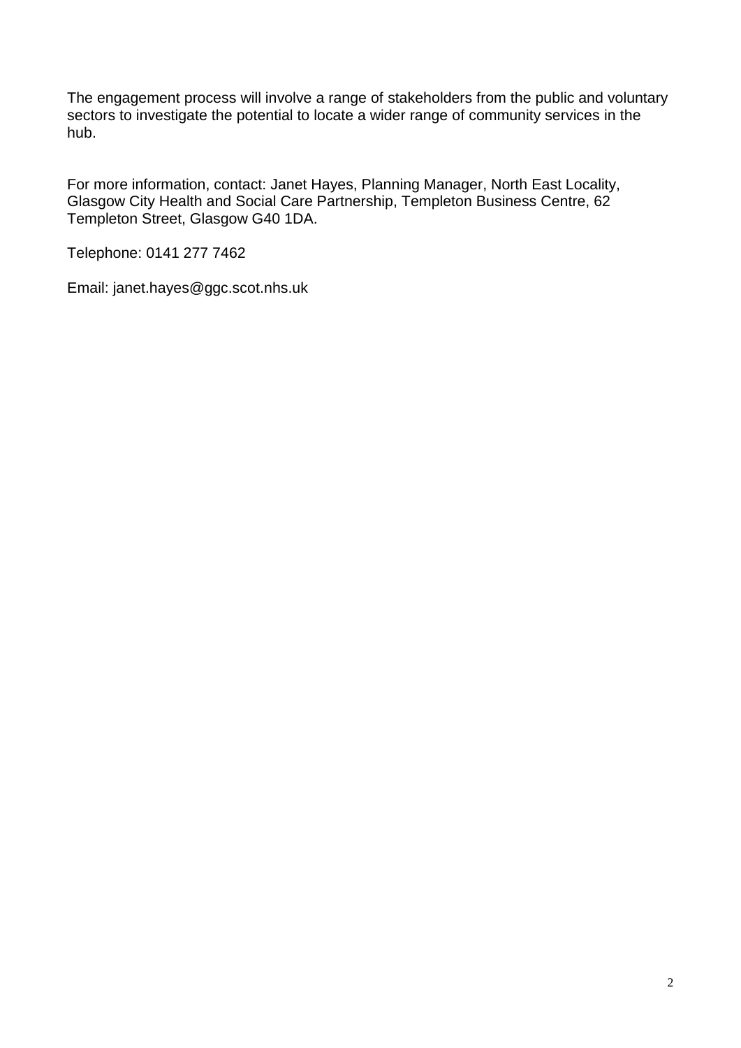The engagement process will involve a range of stakeholders from the public and voluntary sectors to investigate the potential to locate a wider range of community services in the hub.

For more information, contact: Janet Hayes, Planning Manager, North East Locality, Glasgow City Health and Social Care Partnership, Templeton Business Centre, 62 Templeton Street, Glasgow G40 1DA.

Telephone: 0141 277 7462

Email: janet.hayes@ggc.scot.nhs.uk